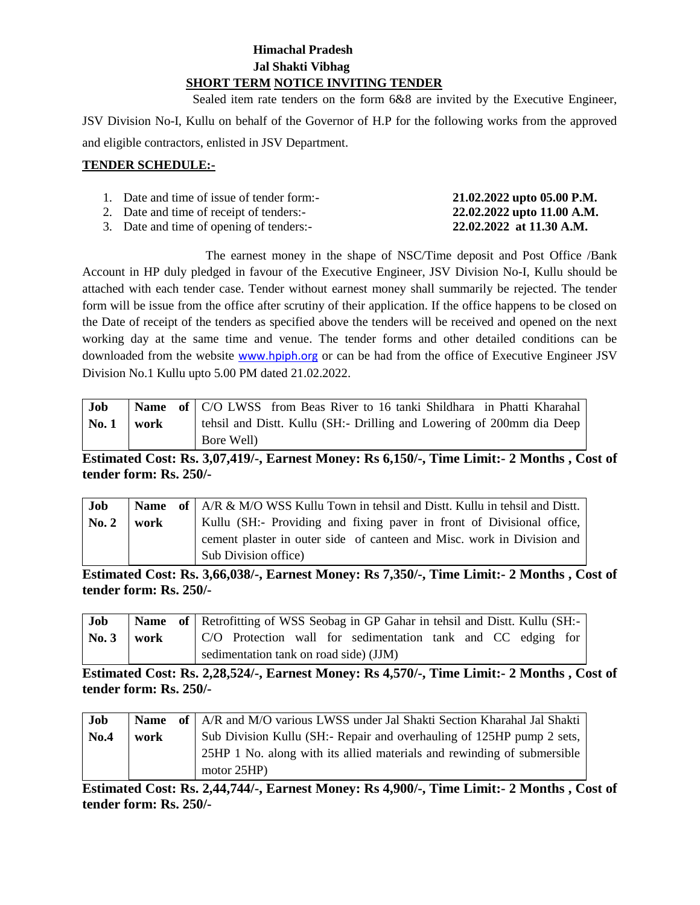# Himachal Pradesh
## Jal Shakti Vibhag
## SHORT TERM NOTICE INVITING TENDER

Sealed item rate tenders on the form 6&8 are invited by the Executive Engineer, JSV Division No-I, Kullu on behalf of the Governor of H.P for the following works from the approved and eligible contractors, enlisted in JSV Department.

**TENDER SCHEDULE:-**

1. Date and time of issue of tender form:- **21.02.2022 upto 05.00 P.M.**
2. Date and time of receipt of tenders:- **22.02.2022 upto 11.00 A.M.**
3. Date and time of opening of tenders:- **22.02.2022 at 11.30 A.M.**

The earnest money in the shape of NSC/Time deposit and Post Office /Bank Account in HP duly pledged in favour of the Executive Engineer, JSV Division No-I, Kullu should be attached with each tender case. Tender without earnest money shall summarily be rejected. The tender form will be issue from the office after scrutiny of their application. If the office happens to be closed on the Date of receipt of the tenders as specified above the tenders will be received and opened on the next working day at the same time and venue. The tender forms and other detailed conditions can be downloaded from the website www.hpiph.org or can be had from the office of Executive Engineer JSV Division No.1 Kullu upto 5.00 PM dated 21.02.2022.

| Job No. 1 | Name of work | C/O LWSS from Beas River to 16 tanki Shildhara in Phatti Kharahal tehsil and Distt. Kullu (SH:- Drilling and Lowering of 200mm dia Deep Bore Well) |
|---|---|---|

**Estimated Cost: Rs. 3,07,419/-, Earnest Money: Rs 6,150/-, Time Limit:- 2 Months , Cost of tender form: Rs. 250/-**

| Job No. 2 | Name of work | A/R & M/O WSS Kullu Town in tehsil and Distt. Kullu in tehsil and Distt. Kullu (SH:- Providing and fixing paver in front of Divisional office, cement plaster in outer side of canteen and Misc. work in Division and Sub Division office) |
|---|---|---|

**Estimated Cost: Rs. 3,66,038/-, Earnest Money: Rs 7,350/-, Time Limit:- 2 Months , Cost of tender form: Rs. 250/-**

| Job No. 3 | Name of work | Retrofitting of WSS Seobag in GP Gahar in tehsil and Distt. Kullu (SH:- C/O Protection wall for sedimentation tank and CC edging for sedimentation tank on road side) (JJM) |
|---|---|---|

**Estimated Cost: Rs. 2,28,524/-, Earnest Money: Rs 4,570/-, Time Limit:- 2 Months , Cost of tender form: Rs. 250/-**

| Job No.4 | Name of work | A/R and M/O various LWSS under Jal Shakti Section Kharahal Jal Shakti Sub Division Kullu (SH:- Repair and overhauling of 125HP pump 2 sets, 25HP 1 No. along with its allied materials and rewinding of submersible motor 25HP) |
|---|---|---|

**Estimated Cost: Rs. 2,44,744/-, Earnest Money: Rs 4,900/-, Time Limit:- 2 Months , Cost of tender form: Rs. 250/-**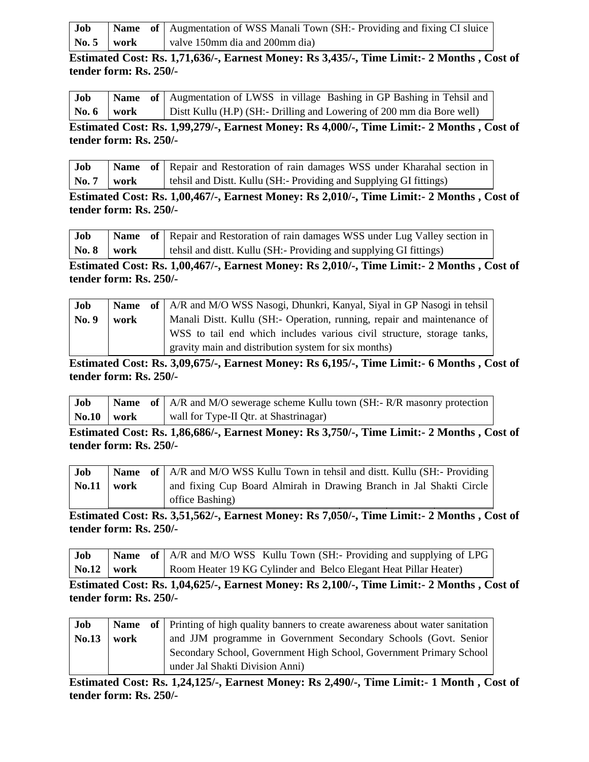| Job No. 5 | Name of work | Augmentation of WSS Manali Town (SH:- Providing and fixing CI sluice valve 150mm dia and 200mm dia) |
|---|---|---|

**Estimated Cost: Rs. 1,71,636/-, Earnest Money: Rs 3,435/-, Time Limit:- 2 Months , Cost of tender form: Rs. 250/-**

| Job No. 6 | Name of work | Augmentation of LWSS in village Bashing in GP Bashing in Tehsil and Distt Kullu (H.P) (SH:- Drilling and Lowering of 200 mm dia Bore well) |
|---|---|---|

**Estimated Cost: Rs. 1,99,279/-, Earnest Money: Rs 4,000/-, Time Limit:- 2 Months , Cost of tender form: Rs. 250/-**

| Job No. 7 | Name of work | Repair and Restoration of rain damages WSS under Kharahal section in tehsil and Distt. Kullu (SH:- Providing and Supplying GI fittings) |
|---|---|---|

**Estimated Cost: Rs. 1,00,467/-, Earnest Money: Rs 2,010/-, Time Limit:- 2 Months , Cost of tender form: Rs. 250/-**

| Job No. 8 | Name of work | Repair and Restoration of rain damages WSS under Lug Valley section in tehsil and distt. Kullu (SH:- Providing and supplying GI fittings) |
|---|---|---|

**Estimated Cost: Rs. 1,00,467/-, Earnest Money: Rs 2,010/-, Time Limit:- 2 Months , Cost of tender form: Rs. 250/-**

| Job No. 9 | Name of work | A/R and M/O WSS Nasogi, Dhunkri, Kanyal, Siyal in GP Nasogi in tehsil Manali Distt. Kullu (SH:- Operation, running, repair and maintenance of WSS to tail end which includes various civil structure, storage tanks, gravity main and distribution system for six months) |
|---|---|---|

**Estimated Cost: Rs. 3,09,675/-, Earnest Money: Rs 6,195/-, Time Limit:- 6 Months , Cost of tender form: Rs. 250/-**

| Job No.10 | Name of work | A/R and M/O sewerage scheme Kullu town (SH:- R/R masonry protection wall for Type-II Qtr. at Shastrinagar) |
|---|---|---|

**Estimated Cost: Rs. 1,86,686/-, Earnest Money: Rs 3,750/-, Time Limit:- 2 Months , Cost of tender form: Rs. 250/-**

| Job No.11 | Name of work | A/R and M/O WSS Kullu Town in tehsil and distt. Kullu (SH:- Providing and fixing Cup Board Almirah in Drawing Branch in Jal Shakti Circle office Bashing) |
|---|---|---|

**Estimated Cost: Rs. 3,51,562/-, Earnest Money: Rs 7,050/-, Time Limit:- 2 Months , Cost of tender form: Rs. 250/-**

| Job No.12 | Name of work | A/R and M/O WSS Kullu Town (SH:- Providing and supplying of LPG Room Heater 19 KG Cylinder and Belco Elegant Heat Pillar Heater) |
|---|---|---|

**Estimated Cost: Rs. 1,04,625/-, Earnest Money: Rs 2,100/-, Time Limit:- 2 Months , Cost of tender form: Rs. 250/-**

| Job No.13 | Name of work | Printing of high quality banners to create awareness about water sanitation and JJM programme in Government Secondary Schools (Govt. Senior Secondary School, Government High School, Government Primary School under Jal Shakti Division Anni) |
|---|---|---|

**Estimated Cost: Rs. 1,24,125/-, Earnest Money: Rs 2,490/-, Time Limit:- 1 Month , Cost of tender form: Rs. 250/-**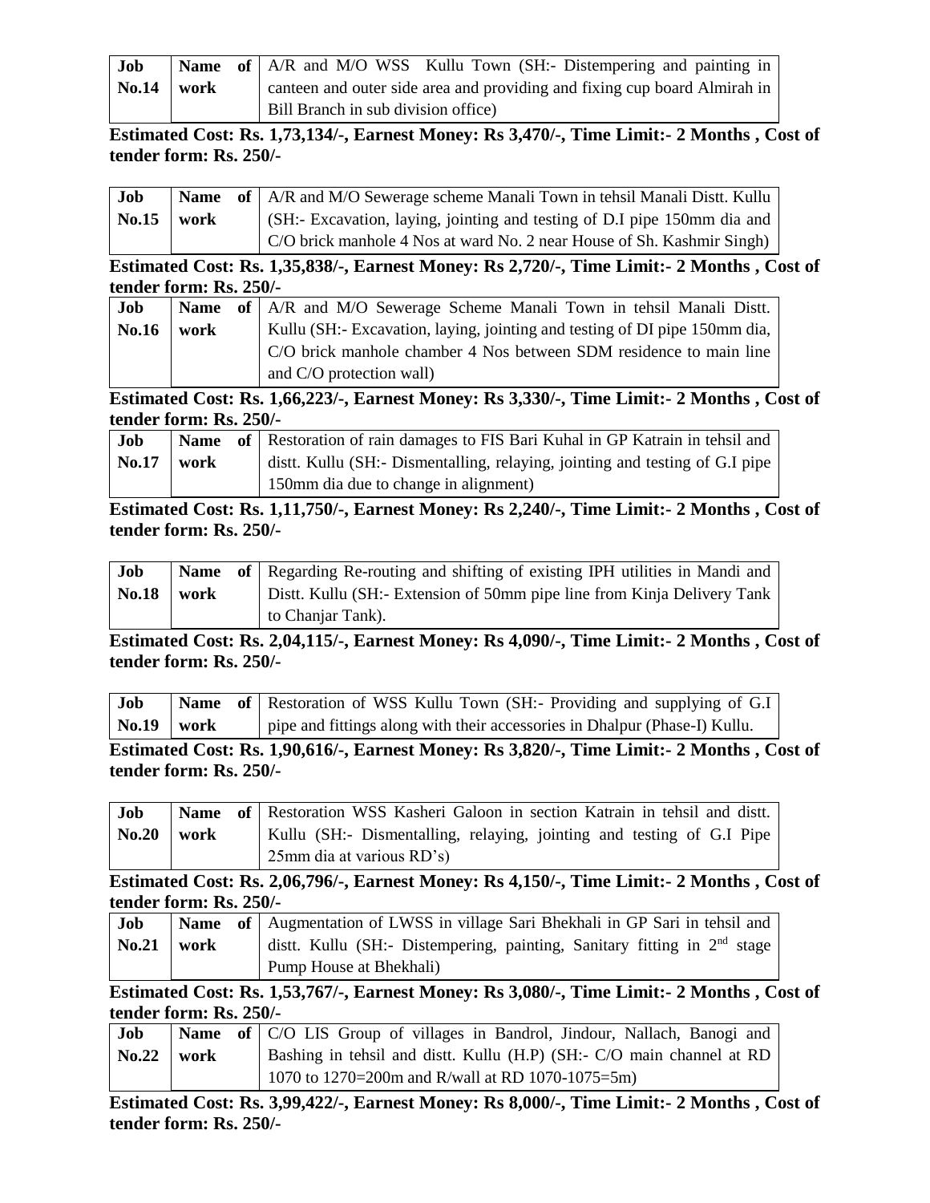| Job No.14 | Name of work | A/R and M/O WSS Kullu Town (SH:- Distempering and painting in canteen and outer side area and providing and fixing cup board Almirah in Bill Branch in sub division office) |
|---|---|---|

**Estimated Cost: Rs. 1,73,134/-, Earnest Money: Rs 3,470/-, Time Limit:- 2 Months , Cost of tender form: Rs. 250/-**

| Job No.15 | Name of work | A/R and M/O Sewerage scheme Manali Town in tehsil Manali Distt. Kullu (SH:- Excavation, laying, jointing and testing of D.I pipe 150mm dia and C/O brick manhole 4 Nos at ward No. 2 near House of Sh. Kashmir Singh) |
|---|---|---|

**Estimated Cost: Rs. 1,35,838/-, Earnest Money: Rs 2,720/-, Time Limit:- 2 Months , Cost of tender form: Rs. 250/-**

| Job No.16 | Name of work | A/R and M/O Sewerage Scheme Manali Town in tehsil Manali Distt. Kullu (SH:- Excavation, laying, jointing and testing of DI pipe 150mm dia, C/O brick manhole chamber 4 Nos between SDM residence to main line and C/O protection wall) |
|---|---|---|

**Estimated Cost: Rs. 1,66,223/-, Earnest Money: Rs 3,330/-, Time Limit:- 2 Months , Cost of tender form: Rs. 250/-**

| Job No.17 | Name of work | Restoration of rain damages to FIS Bari Kuhal in GP Katrain in tehsil and distt. Kullu (SH:- Dismentalling, relaying, jointing and testing of G.I pipe 150mm dia due to change in alignment) |
|---|---|---|

**Estimated Cost: Rs. 1,11,750/-, Earnest Money: Rs 2,240/-, Time Limit:- 2 Months , Cost of tender form: Rs. 250/-**

| Job No.18 | Name of work | Regarding Re-routing and shifting of existing IPH utilities in Mandi and Distt. Kullu (SH:- Extension of 50mm pipe line from Kinja Delivery Tank to Chanjar Tank). |
|---|---|---|

**Estimated Cost: Rs. 2,04,115/-, Earnest Money: Rs 4,090/-, Time Limit:- 2 Months , Cost of tender form: Rs. 250/-**

| Job No.19 | Name of work | Restoration of WSS Kullu Town (SH:- Providing and supplying of G.I pipe and fittings along with their accessories in Dhalpur (Phase-I) Kullu. |
|---|---|---|

**Estimated Cost: Rs. 1,90,616/-, Earnest Money: Rs 3,820/-, Time Limit:- 2 Months , Cost of tender form: Rs. 250/-**

| Job No.20 | Name of work | Restoration WSS Kasheri Galoon in section Katrain in tehsil and distt. Kullu (SH:- Dismentalling, relaying, jointing and testing of G.I Pipe 25mm dia at various RD's) |
|---|---|---|

**Estimated Cost: Rs. 2,06,796/-, Earnest Money: Rs 4,150/-, Time Limit:- 2 Months , Cost of tender form: Rs. 250/-**

| Job No.21 | Name of work | Augmentation of LWSS in village Sari Bhekhali in GP Sari in tehsil and distt. Kullu (SH:- Distempering, painting, Sanitary fitting in 2nd stage Pump House at Bhekhali) |
|---|---|---|

**Estimated Cost: Rs. 1,53,767/-, Earnest Money: Rs 3,080/-, Time Limit:- 2 Months , Cost of tender form: Rs. 250/-**

| Job No.22 | Name of work | C/O LIS Group of villages in Bandrol, Jindour, Nallach, Banogi and Bashing in tehsil and distt. Kullu (H.P) (SH:- C/O main channel at RD 1070 to 1270=200m and R/wall at RD 1070-1075=5m) |
|---|---|---|

**Estimated Cost: Rs. 3,99,422/-, Earnest Money: Rs 8,000/-, Time Limit:- 2 Months , Cost of tender form: Rs. 250/-**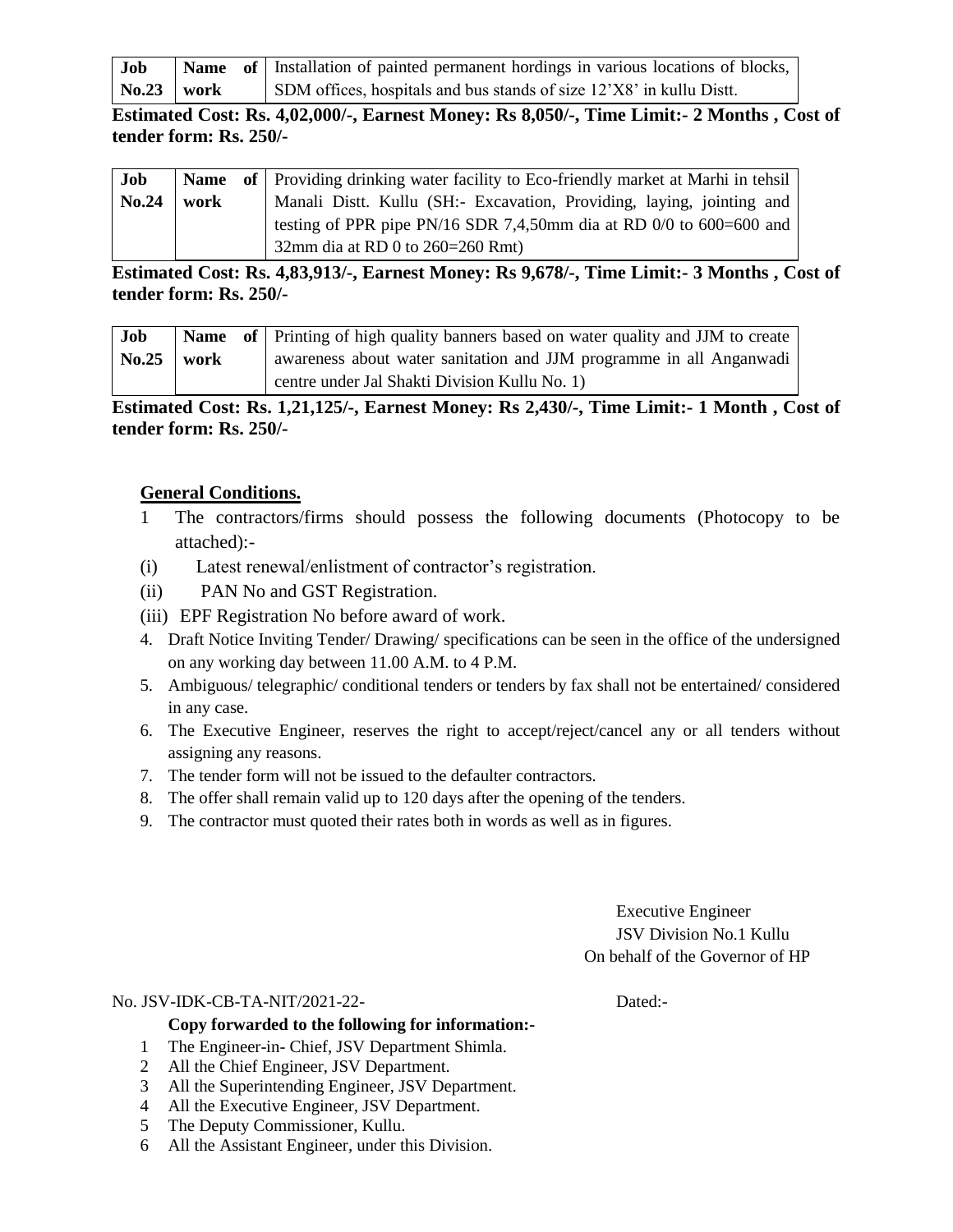| Job No.23 | Name of work | Installation of painted permanent hordings in various locations of blocks, SDM offices, hospitals and bus stands of size 12'X8' in kullu Distt. |
|---|---|---|

**Estimated Cost: Rs. 4,02,000/-, Earnest Money: Rs 8,050/-, Time Limit:- 2 Months , Cost of tender form: Rs. 250/-**

| Job No.24 | Name of work | Providing drinking water facility to Eco-friendly market at Marhi in tehsil Manali Distt. Kullu (SH:- Excavation, Providing, laying, jointing and testing of PPR pipe PN/16 SDR 7,4,50mm dia at RD 0/0 to 600=600 and 32mm dia at RD 0 to 260=260 Rmt) |
|---|---|---|

**Estimated Cost: Rs. 4,83,913/-, Earnest Money: Rs 9,678/-, Time Limit:- 3 Months , Cost of tender form: Rs. 250/-**

| Job No.25 | Name of work | Printing of high quality banners based on water quality and JJM to create awareness about water sanitation and JJM programme in all Anganwadi centre under Jal Shakti Division Kullu No. 1) |
|---|---|---|

**Estimated Cost: Rs. 1,21,125/-, Earnest Money: Rs 2,430/-, Time Limit:- 1 Month , Cost of tender form: Rs. 250/-**

**General Conditions.**

1 The contractors/firms should possess the following documents (Photocopy to be attached):-

(i) Latest renewal/enlistment of contractor's registration.

(ii) PAN No and GST Registration.

(iii) EPF Registration No before award of work.

4. Draft Notice Inviting Tender/ Drawing/ specifications can be seen in the office of the undersigned on any working day between 11.00 A.M. to 4 P.M.
5. Ambiguous/ telegraphic/ conditional tenders or tenders by fax shall not be entertained/ considered in any case.
6. The Executive Engineer, reserves the right to accept/reject/cancel any or all tenders without assigning any reasons.
7. The tender form will not be issued to the defaulter contractors.
8. The offer shall remain valid up to 120 days after the opening of the tenders.
9. The contractor must quoted their rates both in words as well as in figures.

Executive Engineer
JSV Division No.1 Kullu
On behalf of the Governor of HP

No. JSV-IDK-CB-TA-NIT/2021-22- Dated:-

**Copy forwarded to the following for information:-**

1. The Engineer-in- Chief, JSV Department Shimla.
2. All the Chief Engineer, JSV Department.
3. All the Superintending Engineer, JSV Department.
4. All the Executive Engineer, JSV Department.
5. The Deputy Commissioner, Kullu.
6. All the Assistant Engineer, under this Division.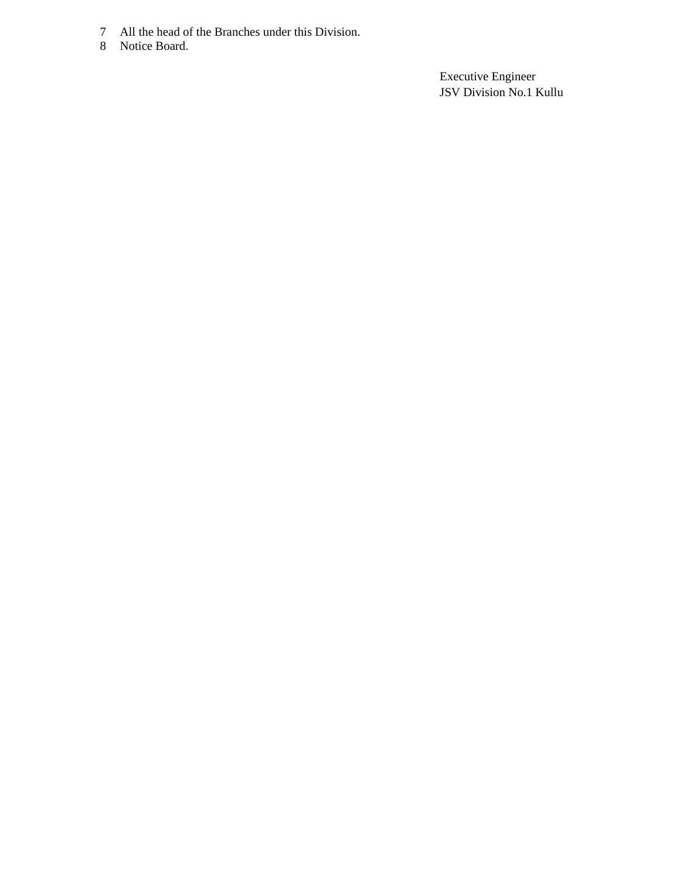7. All the head of the Branches under this Division.
8. Notice Board.

Executive Engineer
JSV Division No.1 Kullu